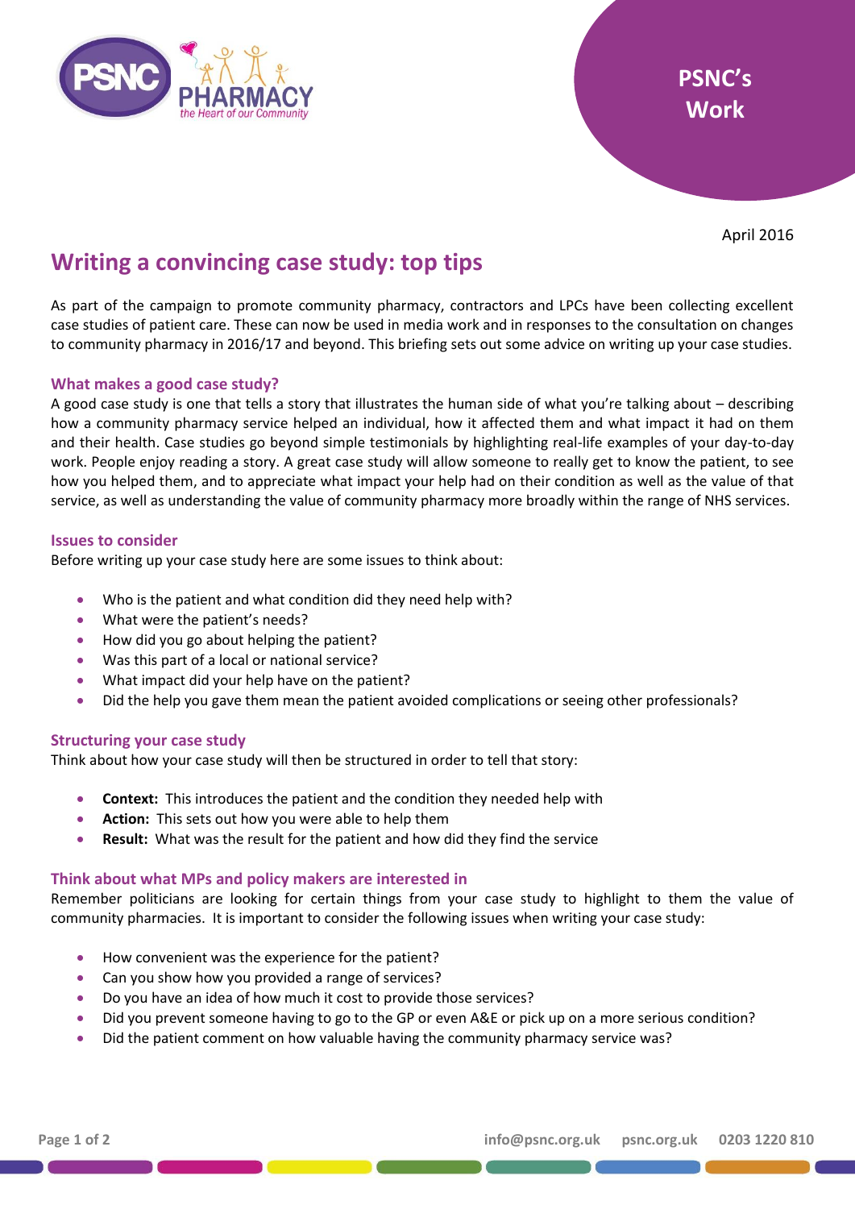PSNC's Work

April 2016

# Writing a convincing case study: top tips

As part of the campaign to promote community pharmacy, contractors and LPCs have been collecting excellent case studies of patient care. These can now be used in media work and in responses to the consultation on changes to community pharmacy in 2016/17 and beyond. This briefing sets out some advice on writing up your case studies.

## What makes a good case study?

A good case study is one that tells a story that illustrates the human side of what you're talking about – describing how a community pharmacy service helped an individual, how it affected them and what impact it had on them and their health. Case studies go beyond simple testimonials by highlighting real-life examples of your day-to-day work. People enjoy reading a story. A great case study will allow someone to really get to know the patient, to see how you helped them, and to appreciate what impact your help had on their condition as well as the value of that service, as well as understanding the value of community pharmacy more broadly within the range of NHS services.

## Issues to consider

Before writing up your case study here are some issues to think about:

- Who is the patient and what condition did they need help with?
- What were the patient's needs?
- How did you go about helping the patient?
- Was this part of a local or national service?
- What impact did your help have on the patient?
- Did the help you gave them mean the patient avoided complications or seeing other professionals?

## Structuring your case study

Think about how your case study will then be structured in order to tell that story:

- **Context:** This introduces the patient and the condition they needed help with
- **Action:** This sets out how you were able to help them
- **Result:** What was the result for the patient and how did they find the service

## Think about what MPs and policy makers are interested in

Remember politicians are looking for certain things from your case study to highlight to them the value of community pharmacies. It is important to consider the following issues when writing your case study:

- How convenient was the experience for the patient?
- Can you show how you provided a range of services?
- Do you have an idea of how much it cost to provide those services?
- Did you prevent someone having to go to the GP or even A&E or pick up on a more serious condition?
- Did the patient comment on how valuable having the community pharmacy service was?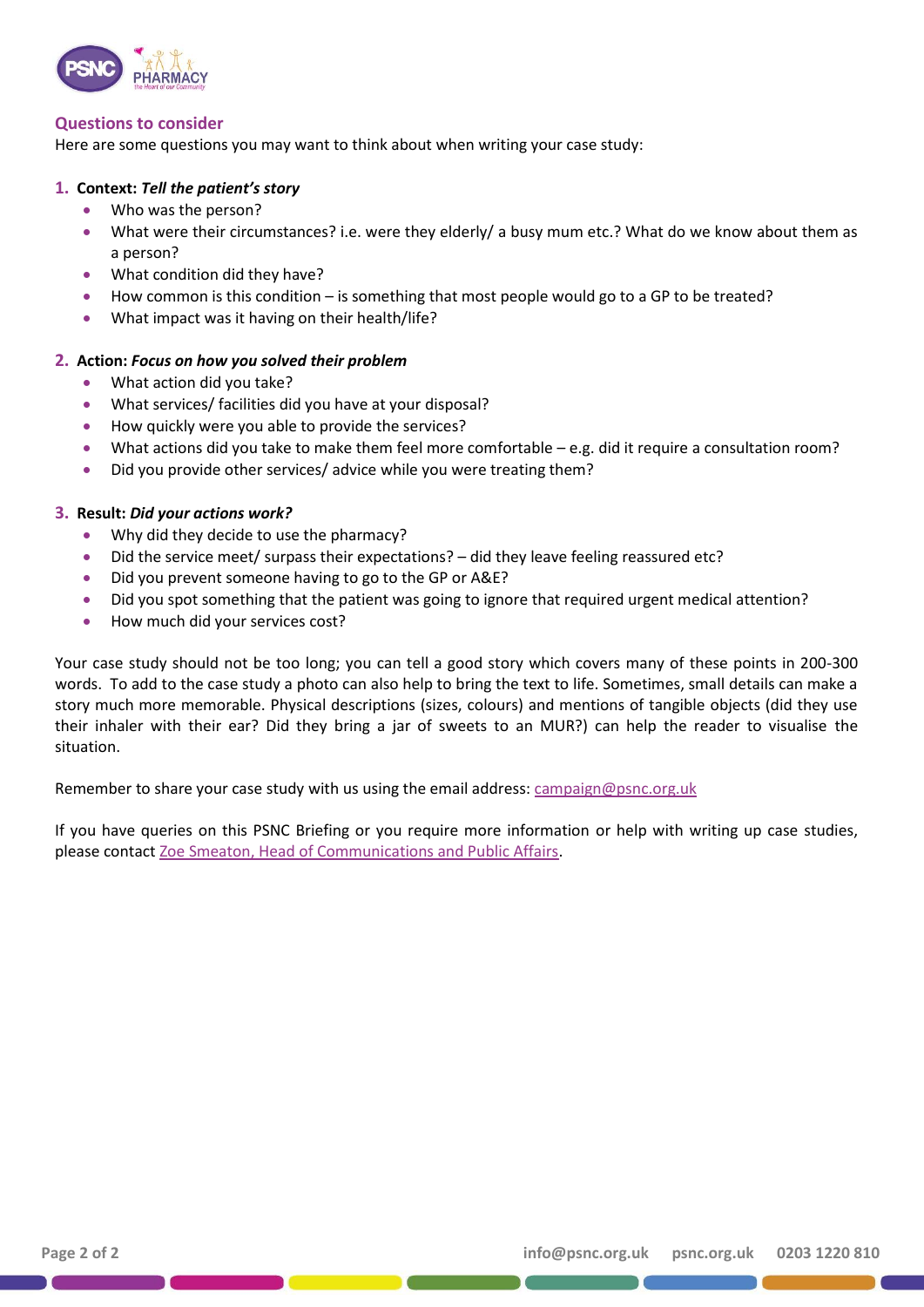## Questions to consider

Here are some questions you may want to think about when writing your case study:

1. **Context:** ***Tell the patient's story***
   - Who was the person?
   - What were their circumstances? i.e. were they elderly/ a busy mum etc.? What do we know about them as a person?
   - What condition did they have?
   - How common is this condition – is something that most people would go to a GP to be treated?
   - What impact was it having on their health/life?

2. **Action:** ***Focus on how you solved their problem***
   - What action did you take?
   - What services/ facilities did you have at your disposal?
   - How quickly were you able to provide the services?
   - What actions did you take to make them feel more comfortable – e.g. did it require a consultation room?
   - Did you provide other services/ advice while you were treating them?

3. **Result:** ***Did your actions work?***
   - Why did they decide to use the pharmacy?
   - Did the service meet/ surpass their expectations? – did they leave feeling reassured etc?
   - Did you prevent someone having to go to the GP or A&E?
   - Did you spot something that the patient was going to ignore that required urgent medical attention?
   - How much did your services cost?

Your case study should not be too long; you can tell a good story which covers many of these points in 200-300 words. To add to the case study a photo can also help to bring the text to life. Sometimes, small details can make a story much more memorable. Physical descriptions (sizes, colours) and mentions of tangible objects (did they use their inhaler with their ear? Did they bring a jar of sweets to an MUR?) can help the reader to visualise the situation.

Remember to share your case study with us using the email address: campaign@psnc.org.uk

If you have queries on this PSNC Briefing or you require more information or help with writing up case studies, please contact Zoe Smeaton, Head of Communications and Public Affairs.